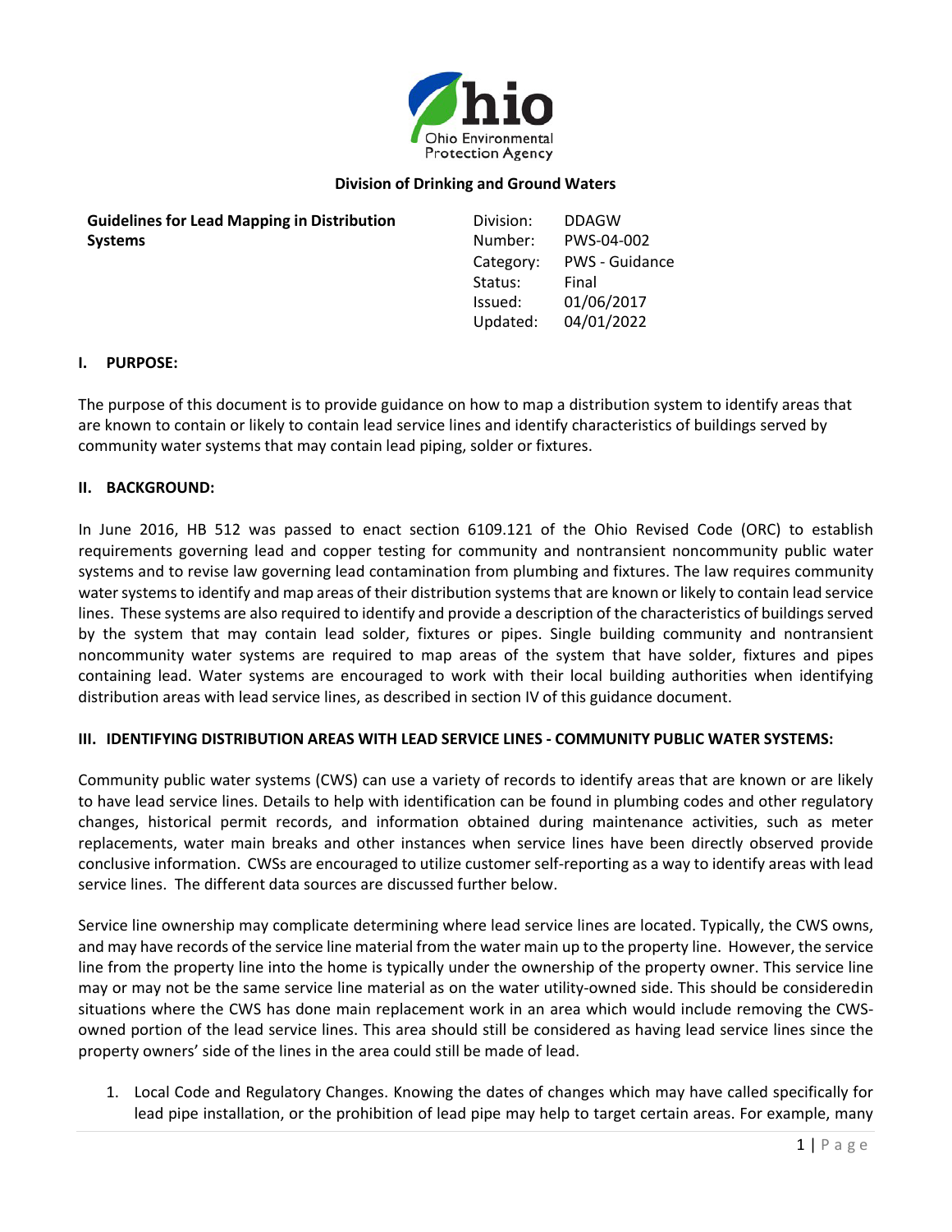Ohio Environmental Protection Agency

**Division of Drinking and Ground Waters**

**Guidelines for Lead Mapping in Distribution Systems**

| | |
|---|---|
| Division: | DDAGW |
| Number: | PWS-04-002 |
| Category: | PWS - Guidance |
| Status: | Final |
| Issued: | 01/06/2017 |
| Updated: | 04/01/2022 |

## I. PURPOSE:

The purpose of this document is to provide guidance on how to map a distribution system to identify areas that are known to contain or likely to contain lead service lines and identify characteristics of buildings served by community water systems that may contain lead piping, solder or fixtures.

## II. BACKGROUND:

In June 2016, HB 512 was passed to enact section 6109.121 of the Ohio Revised Code (ORC) to establish requirements governing lead and copper testing for community and nontransient noncommunity public water systems and to revise law governing lead contamination from plumbing and fixtures. The law requires community water systems to identify and map areas of their distribution systems that are known or likely to contain lead service lines. These systems are also required to identify and provide a description of the characteristics of buildings served by the system that may contain lead solder, fixtures or pipes. Single building community and nontransient noncommunity water systems are required to map areas of the system that have solder, fixtures and pipes containing lead. Water systems are encouraged to work with their local building authorities when identifying distribution areas with lead service lines, as described in section IV of this guidance document.

## III. IDENTIFYING DISTRIBUTION AREAS WITH LEAD SERVICE LINES - COMMUNITY PUBLIC WATER SYSTEMS:

Community public water systems (CWS) can use a variety of records to identify areas that are known or are likely to have lead service lines. Details to help with identification can be found in plumbing codes and other regulatory changes, historical permit records, and information obtained during maintenance activities, such as meter replacements, water main breaks and other instances when service lines have been directly observed provide conclusive information. CWSs are encouraged to utilize customer self-reporting as a way to identify areas with lead service lines. The different data sources are discussed further below.

Service line ownership may complicate determining where lead service lines are located. Typically, the CWS owns, and may have records of the service line material from the water main up to the property line. However, the service line from the property line into the home is typically under the ownership of the property owner. This service line may or may not be the same service line material as on the water utility-owned side. This should be consideredin situations where the CWS has done main replacement work in an area which would include removing the CWS-owned portion of the lead service lines. This area should still be considered as having lead service lines since the property owners' side of the lines in the area could still be made of lead.

1. Local Code and Regulatory Changes. Knowing the dates of changes which may have called specifically for lead pipe installation, or the prohibition of lead pipe may help to target certain areas. For example, many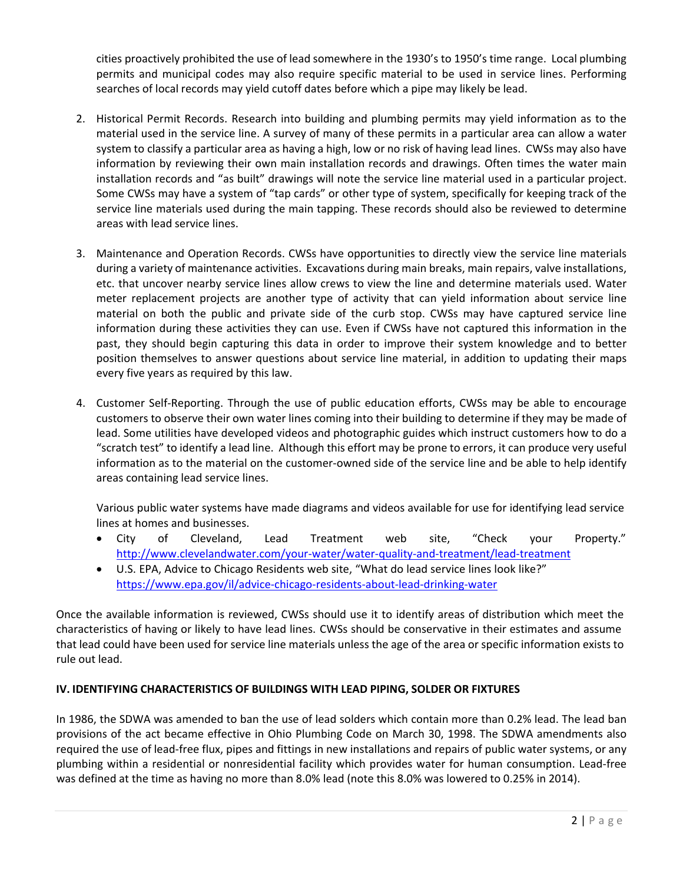cities proactively prohibited the use of lead somewhere in the 1930's to 1950's time range. Local plumbing permits and municipal codes may also require specific material to be used in service lines. Performing searches of local records may yield cutoff dates before which a pipe may likely be lead.

2. Historical Permit Records. Research into building and plumbing permits may yield information as to the material used in the service line. A survey of many of these permits in a particular area can allow a water system to classify a particular area as having a high, low or no risk of having lead lines. CWSs may also have information by reviewing their own main installation records and drawings. Often times the water main installation records and "as built" drawings will note the service line material used in a particular project. Some CWSs may have a system of "tap cards" or other type of system, specifically for keeping track of the service line materials used during the main tapping. These records should also be reviewed to determine areas with lead service lines.

3. Maintenance and Operation Records. CWSs have opportunities to directly view the service line materials during a variety of maintenance activities. Excavations during main breaks, main repairs, valve installations, etc. that uncover nearby service lines allow crews to view the line and determine materials used. Water meter replacement projects are another type of activity that can yield information about service line material on both the public and private side of the curb stop. CWSs may have captured service line information during these activities they can use. Even if CWSs have not captured this information in the past, they should begin capturing this data in order to improve their system knowledge and to better position themselves to answer questions about service line material, in addition to updating their maps every five years as required by this law.

4. Customer Self-Reporting. Through the use of public education efforts, CWSs may be able to encourage customers to observe their own water lines coming into their building to determine if they may be made of lead. Some utilities have developed videos and photographic guides which instruct customers how to do a "scratch test" to identify a lead line. Although this effort may be prone to errors, it can produce very useful information as to the material on the customer-owned side of the service line and be able to help identify areas containing lead service lines.

   Various public water systems have made diagrams and videos available for use for identifying lead service lines at homes and businesses.

   - City of Cleveland, Lead Treatment web site, "Check your Property." http://www.clevelandwater.com/your-water/water-quality-and-treatment/lead-treatment
   - U.S. EPA, Advice to Chicago Residents web site, "What do lead service lines look like?" https://www.epa.gov/il/advice-chicago-residents-about-lead-drinking-water

Once the available information is reviewed, CWSs should use it to identify areas of distribution which meet the characteristics of having or likely to have lead lines. CWSs should be conservative in their estimates and assume that lead could have been used for service line materials unless the age of the area or specific information exists to rule out lead.

## IV. IDENTIFYING CHARACTERISTICS OF BUILDINGS WITH LEAD PIPING, SOLDER OR FIXTURES

In 1986, the SDWA was amended to ban the use of lead solders which contain more than 0.2% lead. The lead ban provisions of the act became effective in Ohio Plumbing Code on March 30, 1998. The SDWA amendments also required the use of lead-free flux, pipes and fittings in new installations and repairs of public water systems, or any plumbing within a residential or nonresidential facility which provides water for human consumption. Lead-free was defined at the time as having no more than 8.0% lead (note this 8.0% was lowered to 0.25% in 2014).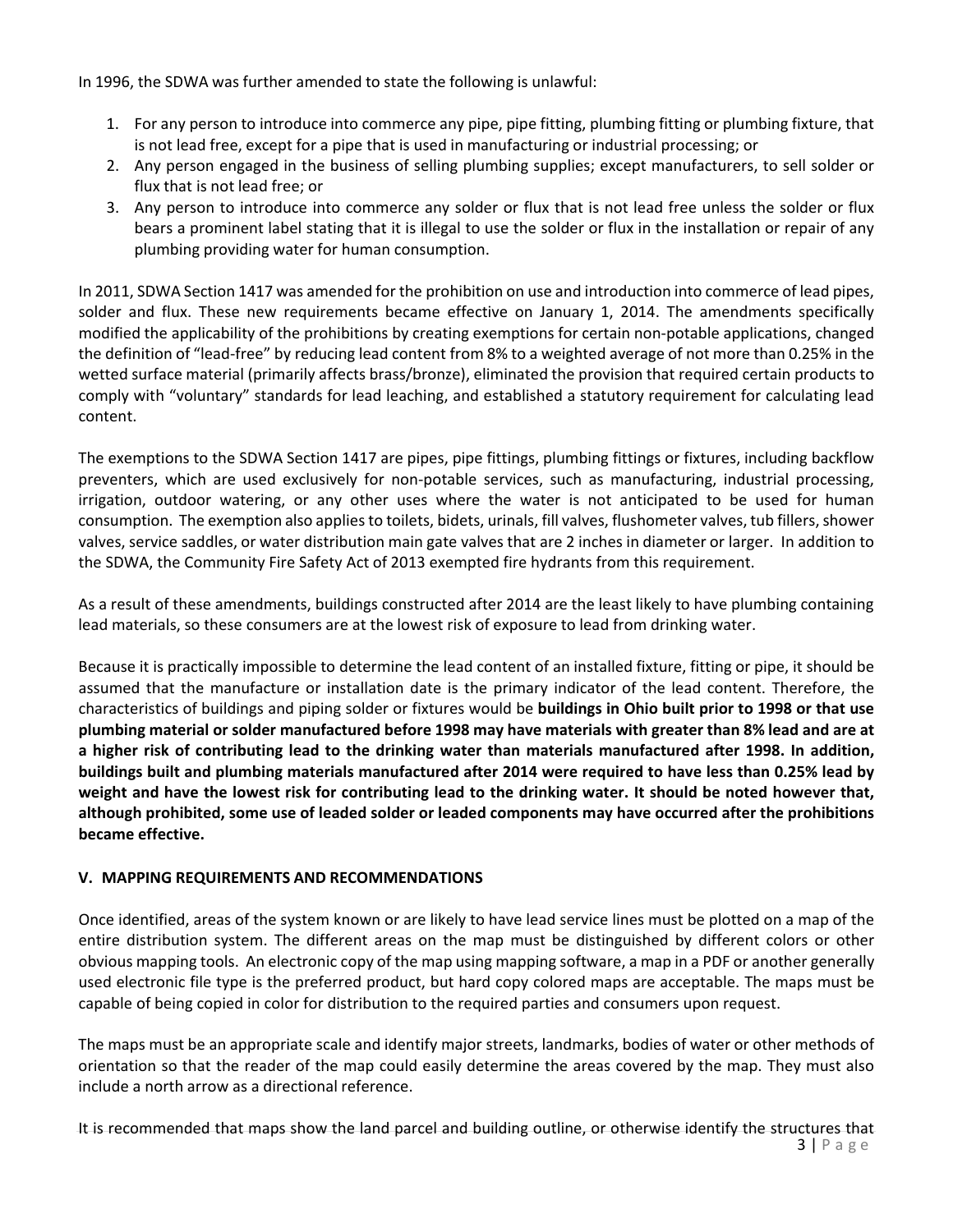In 1996, the SDWA was further amended to state the following is unlawful:

1. For any person to introduce into commerce any pipe, pipe fitting, plumbing fitting or plumbing fixture, that is not lead free, except for a pipe that is used in manufacturing or industrial processing; or
2. Any person engaged in the business of selling plumbing supplies; except manufacturers, to sell solder or flux that is not lead free; or
3. Any person to introduce into commerce any solder or flux that is not lead free unless the solder or flux bears a prominent label stating that it is illegal to use the solder or flux in the installation or repair of any plumbing providing water for human consumption.

In 2011, SDWA Section 1417 was amended for the prohibition on use and introduction into commerce of lead pipes, solder and flux. These new requirements became effective on January 1, 2014. The amendments specifically modified the applicability of the prohibitions by creating exemptions for certain non-potable applications, changed the definition of "lead-free" by reducing lead content from 8% to a weighted average of not more than 0.25% in the wetted surface material (primarily affects brass/bronze), eliminated the provision that required certain products to comply with "voluntary" standards for lead leaching, and established a statutory requirement for calculating lead content.

The exemptions to the SDWA Section 1417 are pipes, pipe fittings, plumbing fittings or fixtures, including backflow preventers, which are used exclusively for non-potable services, such as manufacturing, industrial processing, irrigation, outdoor watering, or any other uses where the water is not anticipated to be used for human consumption. The exemption also applies to toilets, bidets, urinals, fill valves, flushometer valves, tub fillers, shower valves, service saddles, or water distribution main gate valves that are 2 inches in diameter or larger. In addition to the SDWA, the Community Fire Safety Act of 2013 exempted fire hydrants from this requirement.

As a result of these amendments, buildings constructed after 2014 are the least likely to have plumbing containing lead materials, so these consumers are at the lowest risk of exposure to lead from drinking water.

Because it is practically impossible to determine the lead content of an installed fixture, fitting or pipe, it should be assumed that the manufacture or installation date is the primary indicator of the lead content. Therefore, the characteristics of buildings and piping solder or fixtures would be **buildings in Ohio built prior to 1998 or that use plumbing material or solder manufactured before 1998 may have materials with greater than 8% lead and are at a higher risk of contributing lead to the drinking water than materials manufactured after 1998. In addition, buildings built and plumbing materials manufactured after 2014 were required to have less than 0.25% lead by weight and have the lowest risk for contributing lead to the drinking water. It should be noted however that, although prohibited, some use of leaded solder or leaded components may have occurred after the prohibitions became effective.**

## V. MAPPING REQUIREMENTS AND RECOMMENDATIONS

Once identified, areas of the system known or are likely to have lead service lines must be plotted on a map of the entire distribution system. The different areas on the map must be distinguished by different colors or other obvious mapping tools. An electronic copy of the map using mapping software, a map in a PDF or another generally used electronic file type is the preferred product, but hard copy colored maps are acceptable. The maps must be capable of being copied in color for distribution to the required parties and consumers upon request.

The maps must be an appropriate scale and identify major streets, landmarks, bodies of water or other methods of orientation so that the reader of the map could easily determine the areas covered by the map. They must also include a north arrow as a directional reference.

It is recommended that maps show the land parcel and building outline, or otherwise identify the structures that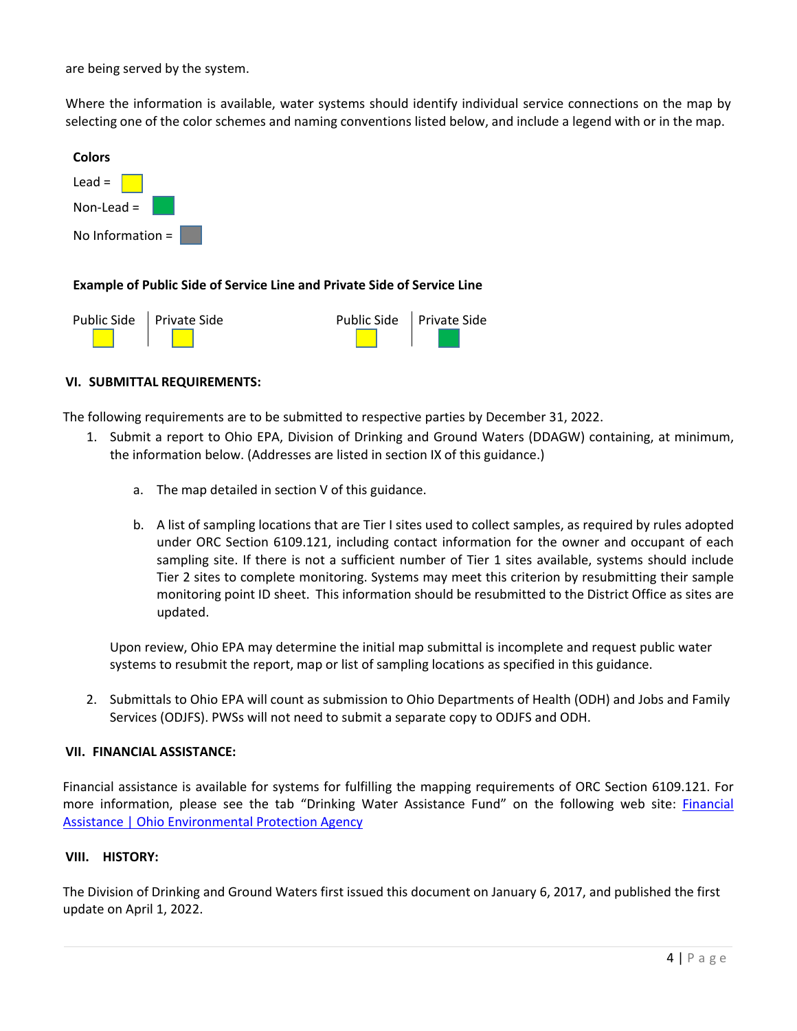are being served by the system.

Where the information is available, water systems should identify individual service connections on the map by selecting one of the color schemes and naming conventions listed below, and include a legend with or in the map.

**Colors**

Lead =

Non-Lead =

No Information =

**Example of Public Side of Service Line and Private Side of Service Line**

Public Side | Private Side        Public Side | Private Side

### VI. SUBMITTAL REQUIREMENTS:

The following requirements are to be submitted to respective parties by December 31, 2022.

1. Submit a report to Ohio EPA, Division of Drinking and Ground Waters (DDAGW) containing, at minimum, the information below. (Addresses are listed in section IX of this guidance.)

    a. The map detailed in section V of this guidance.

    b. A list of sampling locations that are Tier I sites used to collect samples, as required by rules adopted under ORC Section 6109.121, including contact information for the owner and occupant of each sampling site. If there is not a sufficient number of Tier 1 sites available, systems should include Tier 2 sites to complete monitoring. Systems may meet this criterion by resubmitting their sample monitoring point ID sheet. This information should be resubmitted to the District Office as sites are updated.

    Upon review, Ohio EPA may determine the initial map submittal is incomplete and request public water systems to resubmit the report, map or list of sampling locations as specified in this guidance.

2. Submittals to Ohio EPA will count as submission to Ohio Departments of Health (ODH) and Jobs and Family Services (ODJFS). PWSs will not need to submit a separate copy to ODJFS and ODH.

### VII. FINANCIAL ASSISTANCE:

Financial assistance is available for systems for fulfilling the mapping requirements of ORC Section 6109.121. For more information, please see the tab "Drinking Water Assistance Fund" on the following web site: [Financial Assistance | Ohio Environmental Protection Agency]

### VIII. HISTORY:

The Division of Drinking and Ground Waters first issued this document on January 6, 2017, and published the first update on April 1, 2022.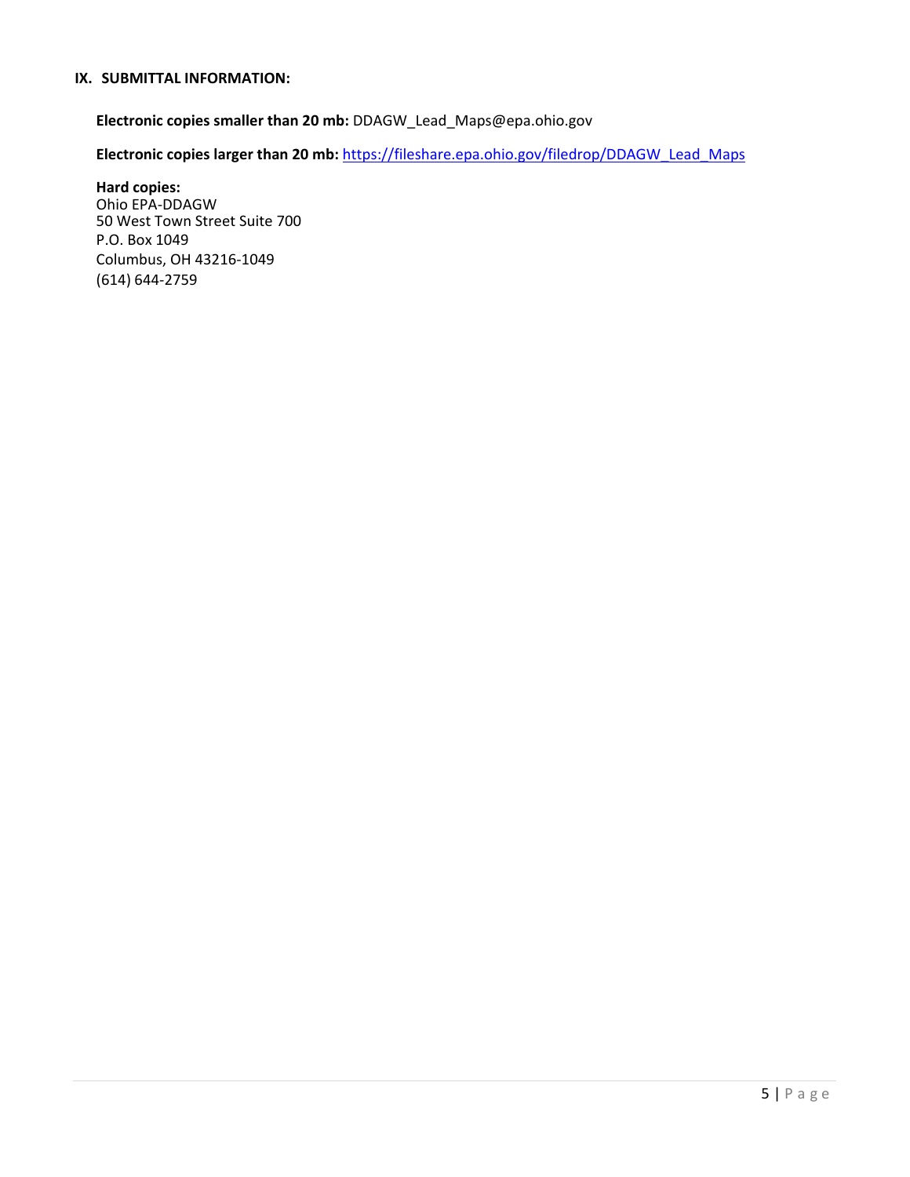## IX. SUBMITTAL INFORMATION:

**Electronic copies smaller than 20 mb:** DDAGW_Lead_Maps@epa.ohio.gov

**Electronic copies larger than 20 mb:** https://fileshare.epa.ohio.gov/filedrop/DDAGW_Lead_Maps

**Hard copies:**
Ohio EPA-DDAGW
50 West Town Street Suite 700
P.O. Box 1049
Columbus, OH 43216-1049
(614) 644-2759